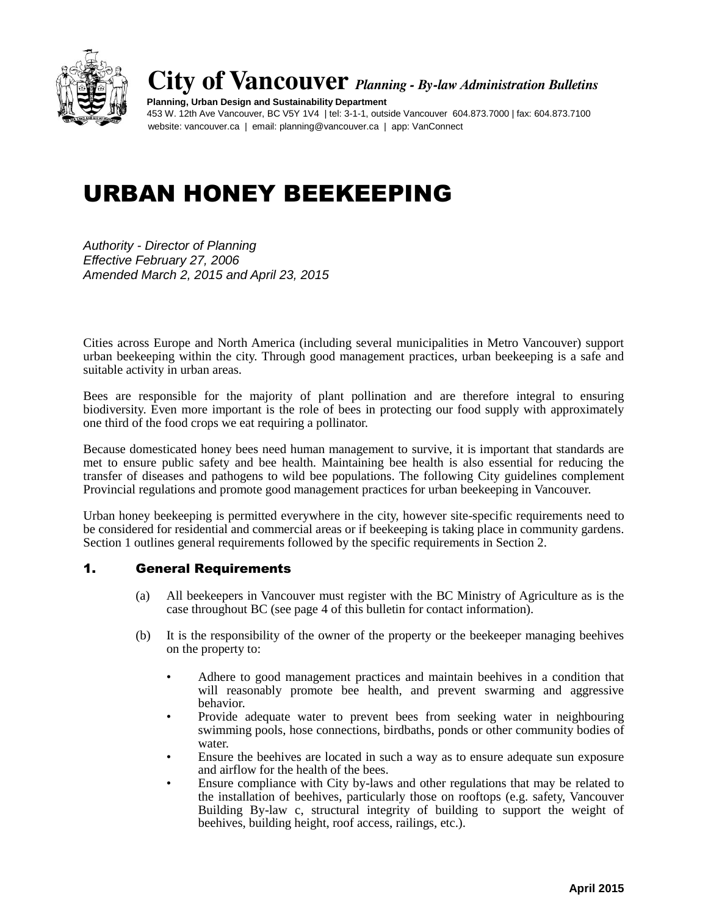# City of Vancouver *Planning - By-law Administration Bulletins*

**Planning, Urban Design and Sustainability Department**
453 W. 12th Ave Vancouver, BC V5Y 1V4 | tel: 3-1-1, outside Vancouver 604.873.7000 | fax: 604.873.7100
website: vancouver.ca | email: planning@vancouver.ca | app: VanConnect

# URBAN HONEY BEEKEEPING

*Authority - Director of Planning*
*Effective February 27, 2006*
*Amended March 2, 2015 and April 23, 2015*

Cities across Europe and North America (including several municipalities in Metro Vancouver) support urban beekeeping within the city. Through good management practices, urban beekeeping is a safe and suitable activity in urban areas.

Bees are responsible for the majority of plant pollination and are therefore integral to ensuring biodiversity. Even more important is the role of bees in protecting our food supply with approximately one third of the food crops we eat requiring a pollinator.

Because domesticated honey bees need human management to survive, it is important that standards are met to ensure public safety and bee health. Maintaining bee health is also essential for reducing the transfer of diseases and pathogens to wild bee populations. The following City guidelines complement Provincial regulations and promote good management practices for urban beekeeping in Vancouver.

Urban honey beekeeping is permitted everywhere in the city, however site-specific requirements need to be considered for residential and commercial areas or if beekeeping is taking place in community gardens. Section 1 outlines general requirements followed by the specific requirements in Section 2.

## 1. General Requirements

(a) All beekeepers in Vancouver must register with the BC Ministry of Agriculture as is the case throughout BC (see page 4 of this bulletin for contact information).

(b) It is the responsibility of the owner of the property or the beekeeper managing beehives on the property to:

- Adhere to good management practices and maintain beehives in a condition that will reasonably promote bee health, and prevent swarming and aggressive behavior.
- Provide adequate water to prevent bees from seeking water in neighbouring swimming pools, hose connections, birdbaths, ponds or other community bodies of water.
- Ensure the beehives are located in such a way as to ensure adequate sun exposure and airflow for the health of the bees.
- Ensure compliance with City by-laws and other regulations that may be related to the installation of beehives, particularly those on rooftops (e.g. safety, Vancouver Building By-law c, structural integrity of building to support the weight of beehives, building height, roof access, railings, etc.).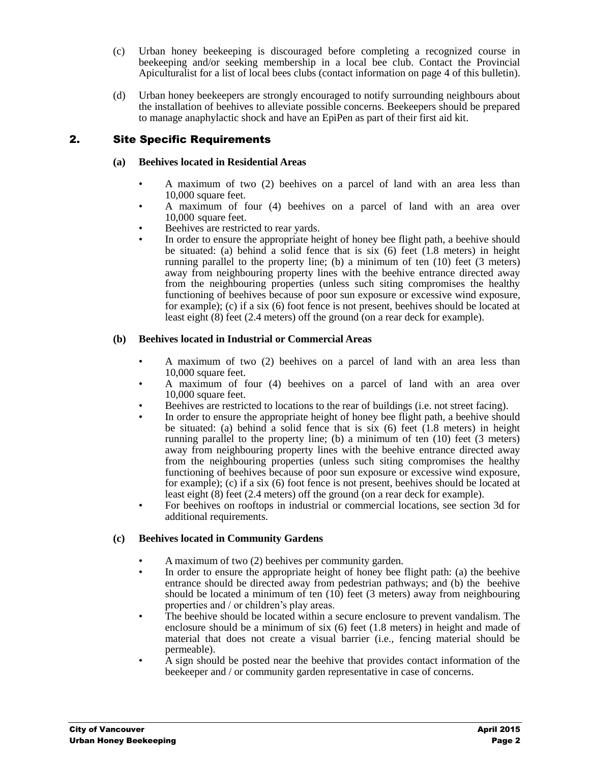(c) Urban honey beekeeping is discouraged before completing a recognized course in beekeeping and/or seeking membership in a local bee club. Contact the Provincial Apiculturalist for a list of local bees clubs (contact information on page 4 of this bulletin).

(d) Urban honey beekeepers are strongly encouraged to notify surrounding neighbours about the installation of beehives to alleviate possible concerns. Beekeepers should be prepared to manage anaphylactic shock and have an EpiPen as part of their first aid kit.

## 2. Site Specific Requirements

### (a) Beehives located in Residential Areas

- A maximum of two (2) beehives on a parcel of land with an area less than 10,000 square feet.
- A maximum of four (4) beehives on a parcel of land with an area over 10,000 square feet.
- Beehives are restricted to rear yards.
- In order to ensure the appropriate height of honey bee flight path, a beehive should be situated: (a) behind a solid fence that is six (6) feet (1.8 meters) in height running parallel to the property line; (b) a minimum of ten (10) feet (3 meters) away from neighbouring property lines with the beehive entrance directed away from the neighbouring properties (unless such siting compromises the healthy functioning of beehives because of poor sun exposure or excessive wind exposure, for example); (c) if a six (6) foot fence is not present, beehives should be located at least eight (8) feet (2.4 meters) off the ground (on a rear deck for example).

### (b) Beehives located in Industrial or Commercial Areas

- A maximum of two (2) beehives on a parcel of land with an area less than 10,000 square feet.
- A maximum of four (4) beehives on a parcel of land with an area over 10,000 square feet.
- Beehives are restricted to locations to the rear of buildings (i.e. not street facing).
- In order to ensure the appropriate height of honey bee flight path, a beehive should be situated: (a) behind a solid fence that is six (6) feet (1.8 meters) in height running parallel to the property line; (b) a minimum of ten (10) feet (3 meters) away from neighbouring property lines with the beehive entrance directed away from the neighbouring properties (unless such siting compromises the healthy functioning of beehives because of poor sun exposure or excessive wind exposure, for example); (c) if a six (6) foot fence is not present, beehives should be located at least eight (8) feet (2.4 meters) off the ground (on a rear deck for example).
- For beehives on rooftops in industrial or commercial locations, see section 3d for additional requirements.

### (c) Beehives located in Community Gardens

- A maximum of two (2) beehives per community garden.
- In order to ensure the appropriate height of honey bee flight path: (a) the beehive entrance should be directed away from pedestrian pathways; and (b) the beehive should be located a minimum of ten (10) feet (3 meters) away from neighbouring properties and / or children's play areas.
- The beehive should be located within a secure enclosure to prevent vandalism. The enclosure should be a minimum of six (6) feet (1.8 meters) in height and made of material that does not create a visual barrier (i.e., fencing material should be permeable).
- A sign should be posted near the beehive that provides contact information of the beekeeper and / or community garden representative in case of concerns.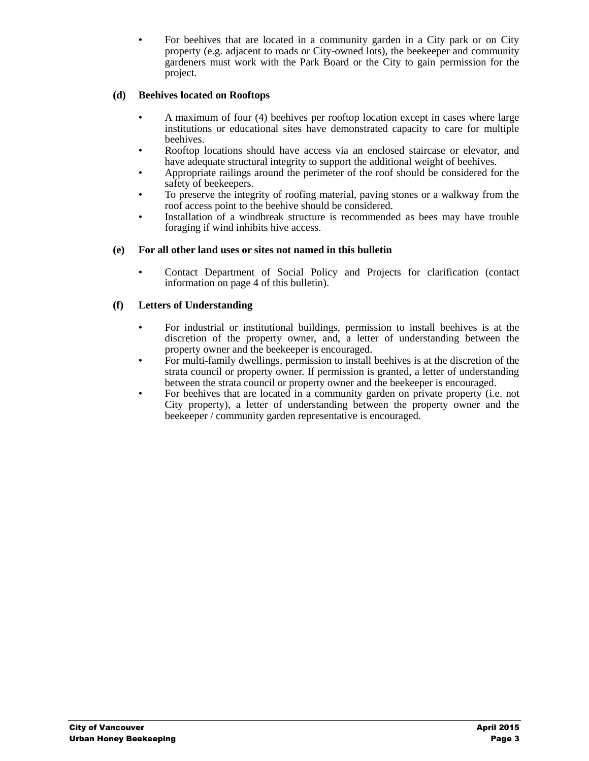- For beehives that are located in a community garden in a City park or on City property (e.g. adjacent to roads or City-owned lots), the beekeeper and community gardeners must work with the Park Board or the City to gain permission for the project.

**(d) Beehives located on Rooftops**

- A maximum of four (4) beehives per rooftop location except in cases where large institutions or educational sites have demonstrated capacity to care for multiple beehives.
- Rooftop locations should have access via an enclosed staircase or elevator, and have adequate structural integrity to support the additional weight of beehives.
- Appropriate railings around the perimeter of the roof should be considered for the safety of beekeepers.
- To preserve the integrity of roofing material, paving stones or a walkway from the roof access point to the beehive should be considered.
- Installation of a windbreak structure is recommended as bees may have trouble foraging if wind inhibits hive access.

**(e) For all other land uses or sites not named in this bulletin**

- Contact Department of Social Policy and Projects for clarification (contact information on page 4 of this bulletin).

**(f) Letters of Understanding**

- For industrial or institutional buildings, permission to install beehives is at the discretion of the property owner, and, a letter of understanding between the property owner and the beekeeper is encouraged.
- For multi-family dwellings, permission to install beehives is at the discretion of the strata council or property owner. If permission is granted, a letter of understanding between the strata council or property owner and the beekeeper is encouraged.
- For beehives that are located in a community garden on private property (i.e. not City property), a letter of understanding between the property owner and the beekeeper / community garden representative is encouraged.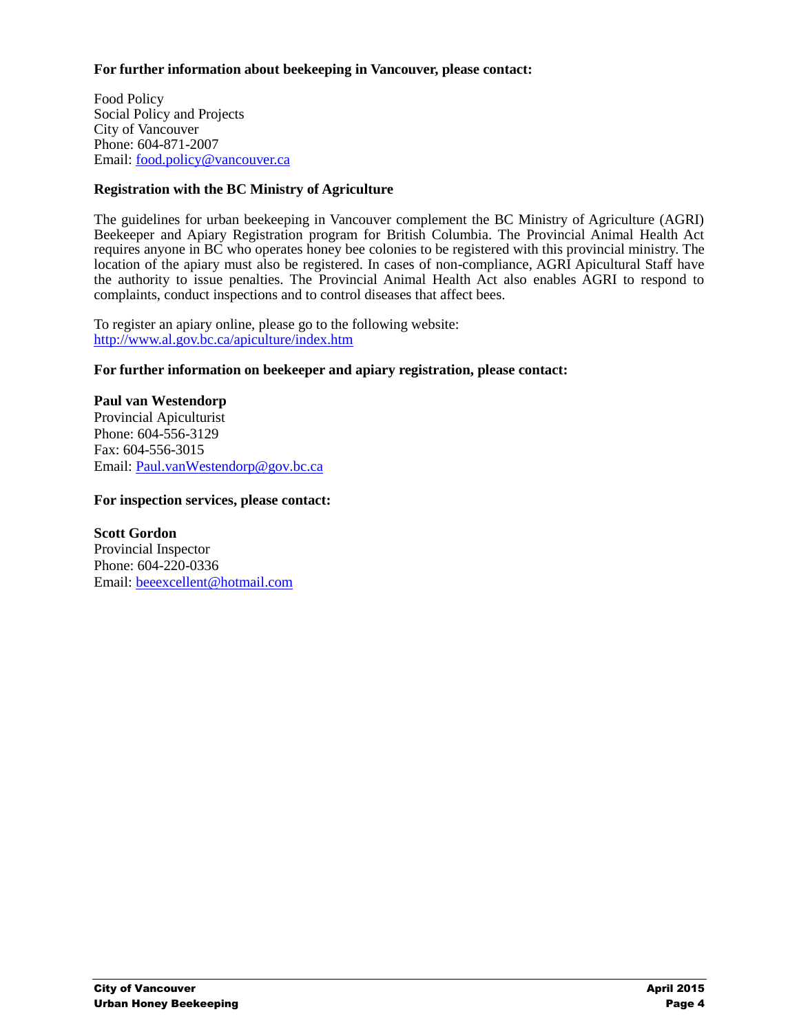**For further information about beekeeping in Vancouver, please contact:**

Food Policy
Social Policy and Projects
City of Vancouver
Phone: 604-871-2007
Email: food.policy@vancouver.ca

**Registration with the BC Ministry of Agriculture**

The guidelines for urban beekeeping in Vancouver complement the BC Ministry of Agriculture (AGRI) Beekeeper and Apiary Registration program for British Columbia. The Provincial Animal Health Act requires anyone in BC who operates honey bee colonies to be registered with this provincial ministry. The location of the apiary must also be registered. In cases of non-compliance, AGRI Apicultural Staff have the authority to issue penalties. The Provincial Animal Health Act also enables AGRI to respond to complaints, conduct inspections and to control diseases that affect bees.

To register an apiary online, please go to the following website:
http://www.al.gov.bc.ca/apiculture/index.htm

**For further information on beekeeper and apiary registration, please contact:**

**Paul van Westendorp**
Provincial Apiculturist
Phone: 604-556-3129
Fax: 604-556-3015
Email: Paul.vanWestendorp@gov.bc.ca

**For inspection services, please contact:**

**Scott Gordon**
Provincial Inspector
Phone: 604-220-0336
Email: beeexcellent@hotmail.com